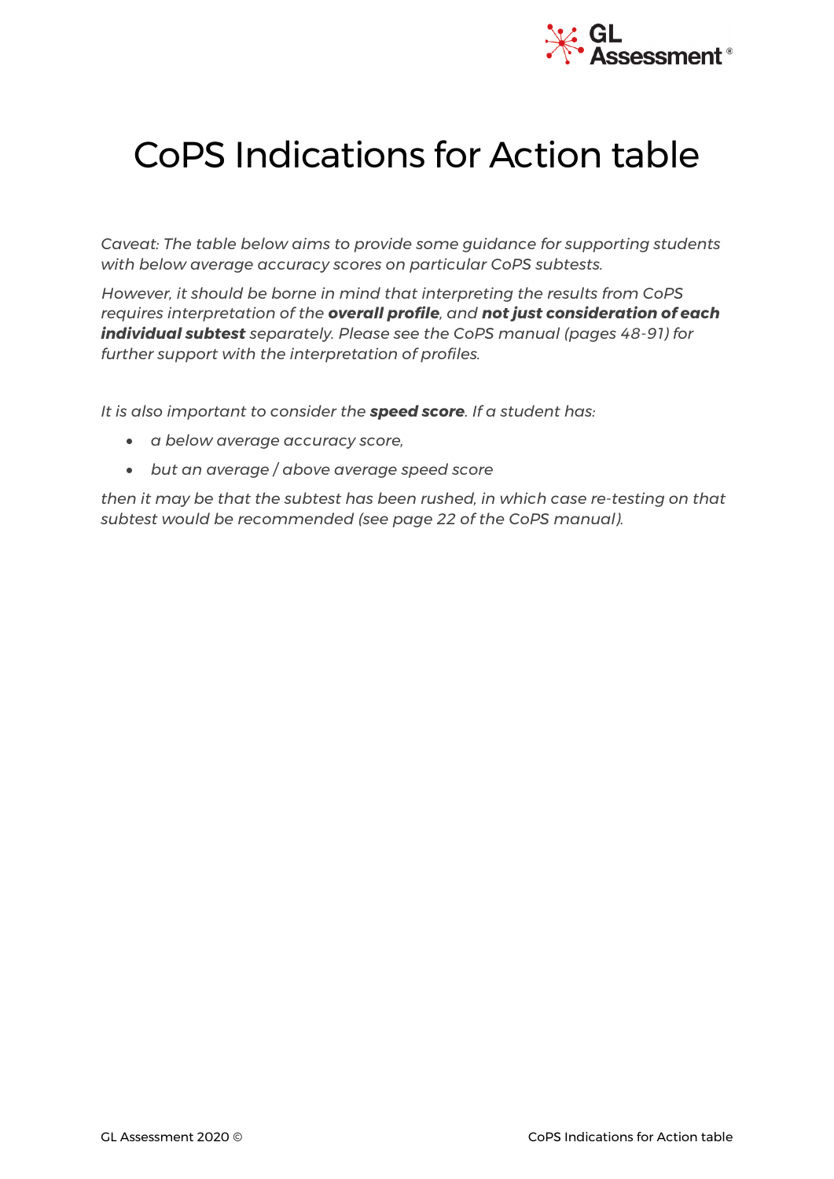# CoPS Indications for Action table

*Caveat: The table below aims to provide some guidance for supporting students with below average accuracy scores on particular CoPS subtests.*

*However, it should be borne in mind that interpreting the results from CoPS requires interpretation of the **overall profile**, and **not just consideration of each individual subtest** separately. Please see the CoPS manual (pages 48-91) for further support with the interpretation of profiles.*

*It is also important to consider the **speed score**. If a student has:*

- *a below average accuracy score,*
- *but an average / above average speed score*

*then it may be that the subtest has been rushed, in which case re-testing on that subtest would be recommended (see page 22 of the CoPS manual).*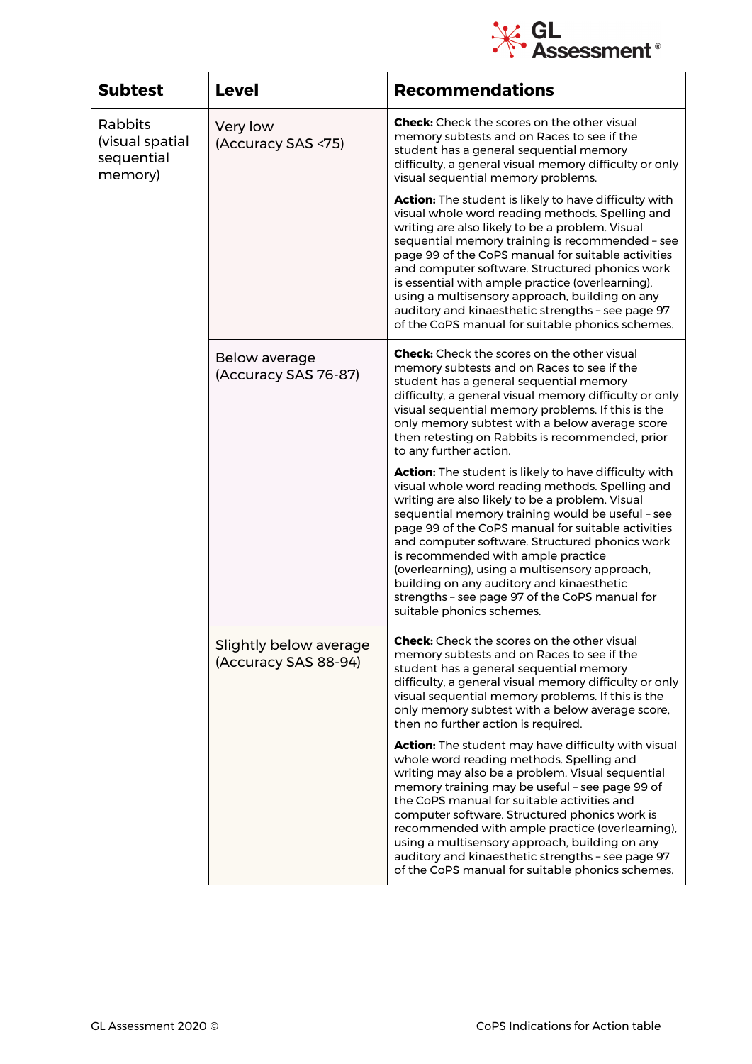| Subtest | Level | Recommendations |
|---|---|---|
| Rabbits (visual spatial sequential memory) | Very low (Accuracy SAS <75) | **Check:** Check the scores on the other visual memory subtests and on Races to see if the student has a general sequential memory difficulty, a general visual memory difficulty or only visual sequential memory problems.<br><br>**Action:** The student is likely to have difficulty with visual whole word reading methods. Spelling and writing are also likely to be a problem. Visual sequential memory training is recommended – see page 99 of the CoPS manual for suitable activities and computer software. Structured phonics work is essential with ample practice (overlearning), using a multisensory approach, building on any auditory and kinaesthetic strengths – see page 97 of the CoPS manual for suitable phonics schemes. |
| | Below average (Accuracy SAS 76-87) | **Check:** Check the scores on the other visual memory subtests and on Races to see if the student has a general sequential memory difficulty, a general visual memory difficulty or only visual sequential memory problems. If this is the only memory subtest with a below average score then retesting on Rabbits is recommended, prior to any further action.<br><br>**Action:** The student is likely to have difficulty with visual whole word reading methods. Spelling and writing are also likely to be a problem. Visual sequential memory training would be useful – see page 99 of the CoPS manual for suitable activities and computer software. Structured phonics work is recommended with ample practice (overlearning), using a multisensory approach, building on any auditory and kinaesthetic strengths – see page 97 of the CoPS manual for suitable phonics schemes. |
| | Slightly below average (Accuracy SAS 88-94) | **Check:** Check the scores on the other visual memory subtests and on Races to see if the student has a general sequential memory difficulty, a general visual memory difficulty or only visual sequential memory problems. If this is the only memory subtest with a below average score, then no further action is required.<br><br>**Action:** The student may have difficulty with visual whole word reading methods. Spelling and writing may also be a problem. Visual sequential memory training may be useful – see page 99 of the CoPS manual for suitable activities and computer software. Structured phonics work is recommended with ample practice (overlearning), using a multisensory approach, building on any auditory and kinaesthetic strengths – see page 97 of the CoPS manual for suitable phonics schemes. |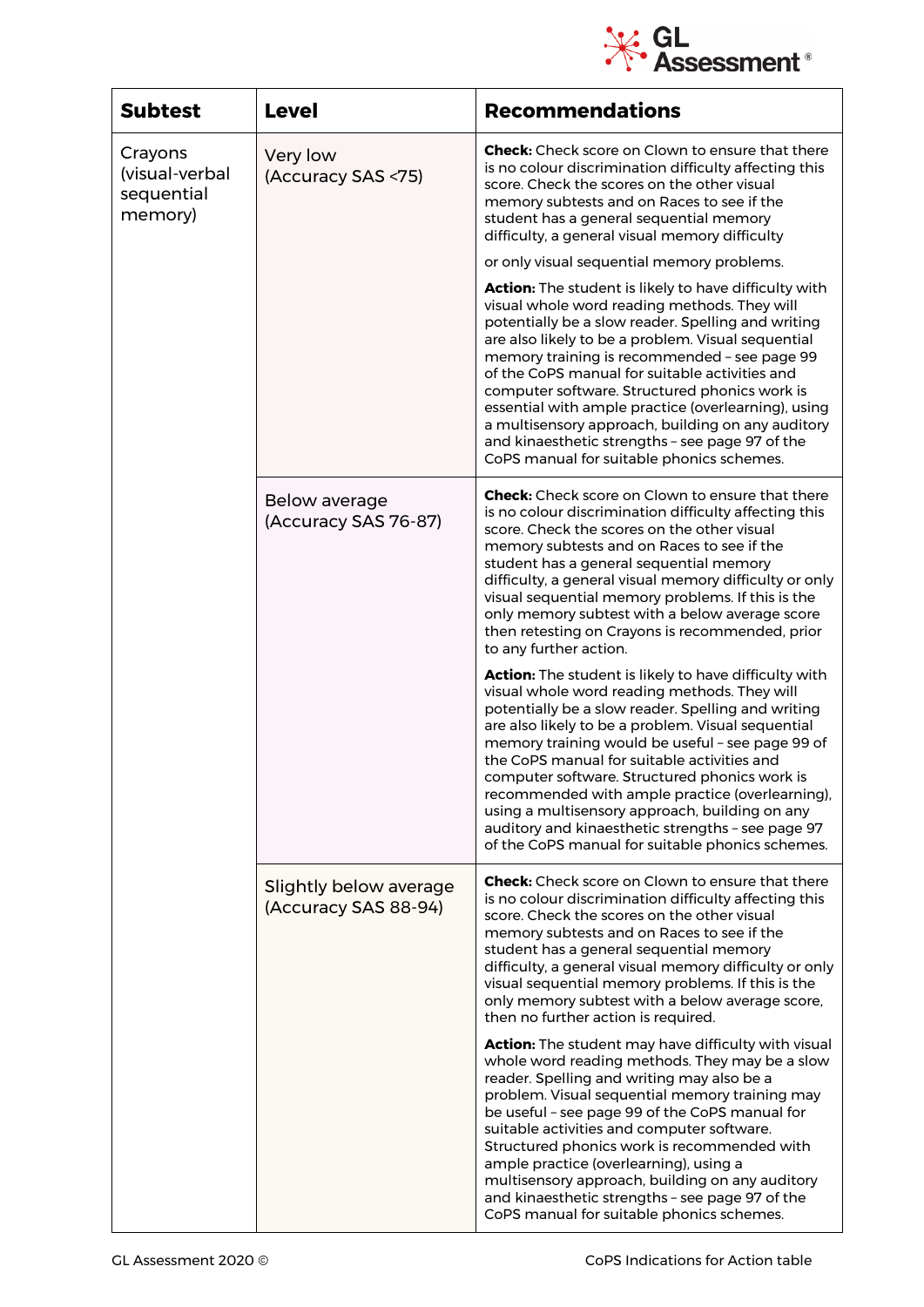| Subtest | Level | Recommendations |
|---|---|---|
| Crayons (visual-verbal sequential memory) | Very low (Accuracy SAS <75) | **Check:** Check score on Clown to ensure that there is no colour discrimination difficulty affecting this score. Check the scores on the other visual memory subtests and on Races to see if the student has a general sequential memory difficulty, a general visual memory difficulty or only visual sequential memory problems. **Action:** The student is likely to have difficulty with visual whole word reading methods. They will potentially be a slow reader. Spelling and writing are also likely to be a problem. Visual sequential memory training is recommended – see page 99 of the CoPS manual for suitable activities and computer software. Structured phonics work is essential with ample practice (overlearning), using a multisensory approach, building on any auditory and kinaesthetic strengths – see page 97 of the CoPS manual for suitable phonics schemes. |
| | Below average (Accuracy SAS 76-87) | **Check:** Check score on Clown to ensure that there is no colour discrimination difficulty affecting this score. Check the scores on the other visual memory subtests and on Races to see if the student has a general sequential memory difficulty, a general visual memory difficulty or only visual sequential memory problems. If this is the only memory subtest with a below average score then retesting on Crayons is recommended, prior to any further action. **Action:** The student is likely to have difficulty with visual whole word reading methods. They will potentially be a slow reader. Spelling and writing are also likely to be a problem. Visual sequential memory training would be useful – see page 99 of the CoPS manual for suitable activities and computer software. Structured phonics work is recommended with ample practice (overlearning), using a multisensory approach, building on any auditory and kinaesthetic strengths – see page 97 of the CoPS manual for suitable phonics schemes. |
| | Slightly below average (Accuracy SAS 88-94) | **Check:** Check score on Clown to ensure that there is no colour discrimination difficulty affecting this score. Check the scores on the other visual memory subtests and on Races to see if the student has a general sequential memory difficulty, a general visual memory difficulty or only visual sequential memory problems. If this is the only memory subtest with a below average score, then no further action is required. **Action:** The student may have difficulty with visual whole word reading methods. They may be a slow reader. Spelling and writing may also be a problem. Visual sequential memory training may be useful – see page 99 of the CoPS manual for suitable activities and computer software. Structured phonics work is recommended with ample practice (overlearning), using a multisensory approach, building on any auditory and kinaesthetic strengths – see page 97 of the CoPS manual for suitable phonics schemes. |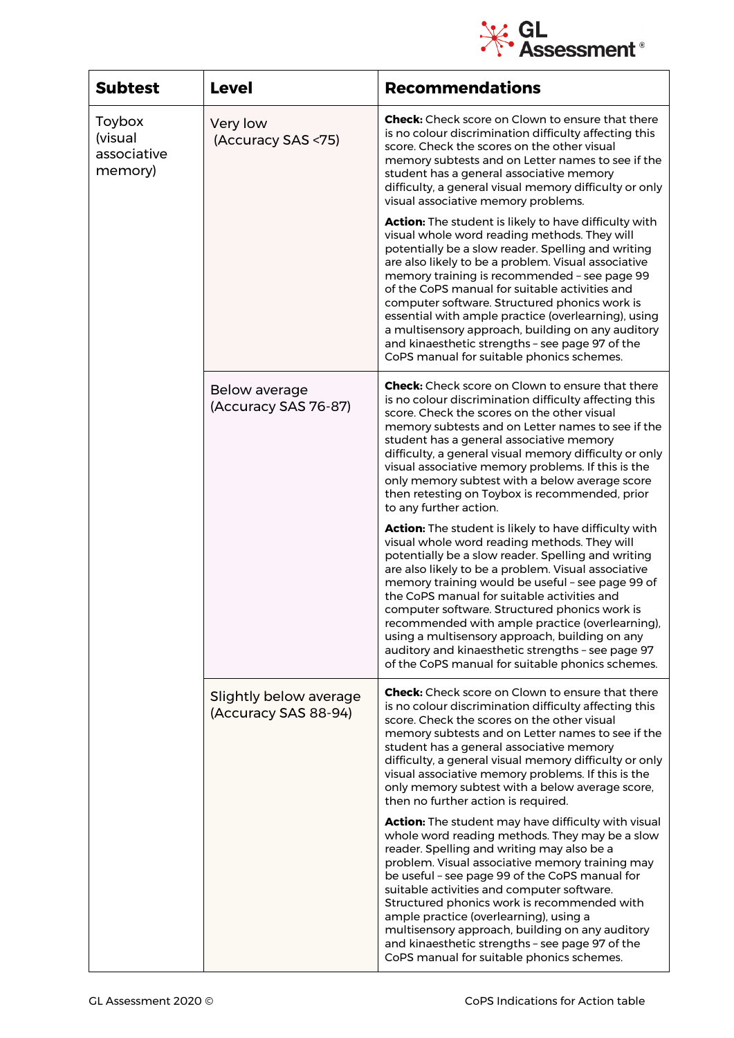| Subtest | Level | Recommendations |
|---|---|---|
| Toybox (visual associative memory) | Very low (Accuracy SAS <75) | **Check:** Check score on Clown to ensure that there is no colour discrimination difficulty affecting this score. Check the scores on the other visual memory subtests and on Letter names to see if the student has a general associative memory difficulty, a general visual memory difficulty or only visual associative memory problems.<br><br>**Action:** The student is likely to have difficulty with visual whole word reading methods. They will potentially be a slow reader. Spelling and writing are also likely to be a problem. Visual associative memory training is recommended – see page 99 of the CoPS manual for suitable activities and computer software. Structured phonics work is essential with ample practice (overlearning), using a multisensory approach, building on any auditory and kinaesthetic strengths – see page 97 of the CoPS manual for suitable phonics schemes. |
| | Below average (Accuracy SAS 76-87) | **Check:** Check score on Clown to ensure that there is no colour discrimination difficulty affecting this score. Check the scores on the other visual memory subtests and on Letter names to see if the student has a general associative memory difficulty, a general visual memory difficulty or only visual associative memory problems. If this is the only memory subtest with a below average score then retesting on Toybox is recommended, prior to any further action.<br><br>**Action:** The student is likely to have difficulty with visual whole word reading methods. They will potentially be a slow reader. Spelling and writing are also likely to be a problem. Visual associative memory training would be useful – see page 99 of the CoPS manual for suitable activities and computer software. Structured phonics work is recommended with ample practice (overlearning), using a multisensory approach, building on any auditory and kinaesthetic strengths – see page 97 of the CoPS manual for suitable phonics schemes. |
| | Slightly below average (Accuracy SAS 88-94) | **Check:** Check score on Clown to ensure that there is no colour discrimination difficulty affecting this score. Check the scores on the other visual memory subtests and on Letter names to see if the student has a general associative memory difficulty, a general visual memory difficulty or only visual associative memory problems. If this is the only memory subtest with a below average score, then no further action is required.<br><br>**Action:** The student may have difficulty with visual whole word reading methods. They may be a slow reader. Spelling and writing may also be a problem. Visual associative memory training may be useful – see page 99 of the CoPS manual for suitable activities and computer software. Structured phonics work is recommended with ample practice (overlearning), using a multisensory approach, building on any auditory and kinaesthetic strengths – see page 97 of the CoPS manual for suitable phonics schemes. |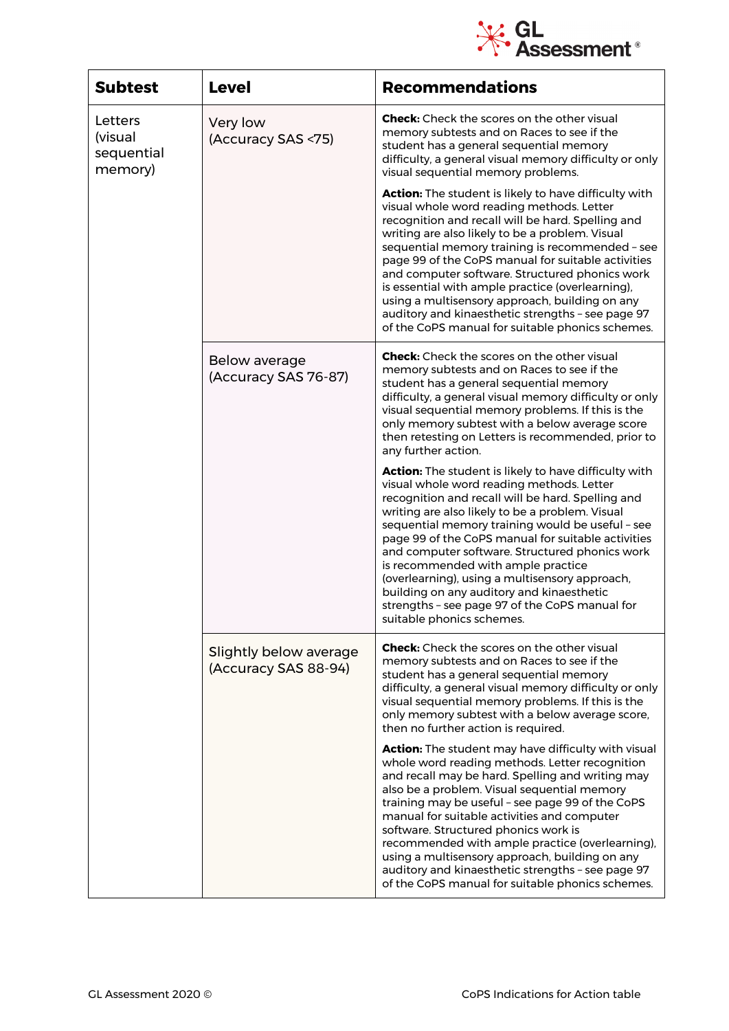| Subtest | Level | Recommendations |
| --- | --- | --- |
| Letters (visual sequential memory) | Very low (Accuracy SAS <75) | **Check:** Check the scores on the other visual memory subtests and on Races to see if the student has a general sequential memory difficulty, a general visual memory difficulty or only visual sequential memory problems.<br><br>**Action:** The student is likely to have difficulty with visual whole word reading methods. Letter recognition and recall will be hard. Spelling and writing are also likely to be a problem. Visual sequential memory training is recommended – see page 99 of the CoPS manual for suitable activities and computer software. Structured phonics work is essential with ample practice (overlearning), using a multisensory approach, building on any auditory and kinaesthetic strengths – see page 97 of the CoPS manual for suitable phonics schemes. |
| | Below average (Accuracy SAS 76-87) | **Check:** Check the scores on the other visual memory subtests and on Races to see if the student has a general sequential memory difficulty, a general visual memory difficulty or only visual sequential memory problems. If this is the only memory subtest with a below average score then retesting on Letters is recommended, prior to any further action.<br><br>**Action:** The student is likely to have difficulty with visual whole word reading methods. Letter recognition and recall will be hard. Spelling and writing are also likely to be a problem. Visual sequential memory training would be useful – see page 99 of the CoPS manual for suitable activities and computer software. Structured phonics work is recommended with ample practice (overlearning), using a multisensory approach, building on any auditory and kinaesthetic strengths – see page 97 of the CoPS manual for suitable phonics schemes. |
| | Slightly below average (Accuracy SAS 88-94) | **Check:** Check the scores on the other visual memory subtests and on Races to see if the student has a general sequential memory difficulty, a general visual memory difficulty or only visual sequential memory problems. If this is the only memory subtest with a below average score, then no further action is required.<br><br>**Action:** The student may have difficulty with visual whole word reading methods. Letter recognition and recall may be hard. Spelling and writing may also be a problem. Visual sequential memory training may be useful – see page 99 of the CoPS manual for suitable activities and computer software. Structured phonics work is recommended with ample practice (overlearning), using a multisensory approach, building on any auditory and kinaesthetic strengths – see page 97 of the CoPS manual for suitable phonics schemes. |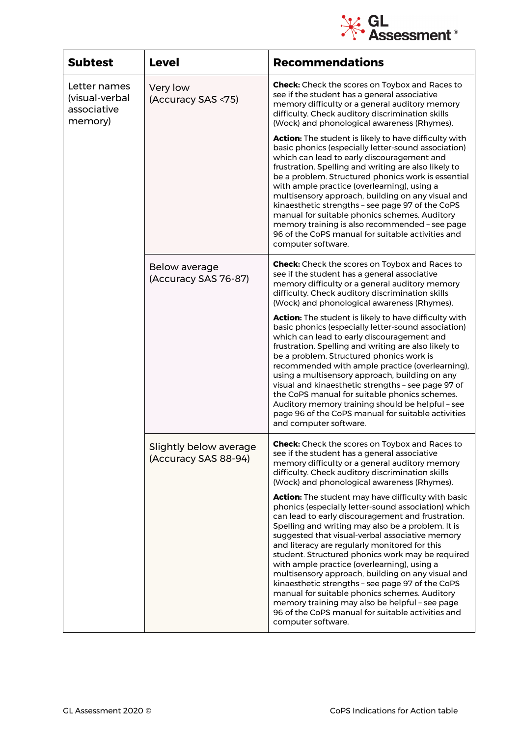| Subtest | Level | Recommendations |
| --- | --- | --- |
| Letter names (visual-verbal associative memory) | Very low (Accuracy SAS <75) | **Check:** Check the scores on Toybox and Races to see if the student has a general associative memory difficulty or a general auditory memory difficulty. Check auditory discrimination skills (Wock) and phonological awareness (Rhymes).<br><br>**Action:** The student is likely to have difficulty with basic phonics (especially letter-sound association) which can lead to early discouragement and frustration. Spelling and writing are also likely to be a problem. Structured phonics work is essential with ample practice (overlearning), using a multisensory approach, building on any visual and kinaesthetic strengths – see page 97 of the CoPS manual for suitable phonics schemes. Auditory memory training is also recommended – see page 96 of the CoPS manual for suitable activities and computer software. |
| | Below average (Accuracy SAS 76-87) | **Check:** Check the scores on Toybox and Races to see if the student has a general associative memory difficulty or a general auditory memory difficulty. Check auditory discrimination skills (Wock) and phonological awareness (Rhymes).<br><br>**Action:** The student is likely to have difficulty with basic phonics (especially letter-sound association) which can lead to early discouragement and frustration. Spelling and writing are also likely to be a problem. Structured phonics work is recommended with ample practice (overlearning), using a multisensory approach, building on any visual and kinaesthetic strengths – see page 97 of the CoPS manual for suitable phonics schemes. Auditory memory training should be helpful – see page 96 of the CoPS manual for suitable activities and computer software. |
| | Slightly below average (Accuracy SAS 88-94) | **Check:** Check the scores on Toybox and Races to see if the student has a general associative memory difficulty or a general auditory memory difficulty. Check auditory discrimination skills (Wock) and phonological awareness (Rhymes).<br><br>**Action:** The student may have difficulty with basic phonics (especially letter-sound association) which can lead to early discouragement and frustration. Spelling and writing may also be a problem. It is suggested that visual-verbal associative memory and literacy are regularly monitored for this student. Structured phonics work may be required with ample practice (overlearning), using a multisensory approach, building on any visual and kinaesthetic strengths – see page 97 of the CoPS manual for suitable phonics schemes. Auditory memory training may also be helpful – see page 96 of the CoPS manual for suitable activities and computer software. |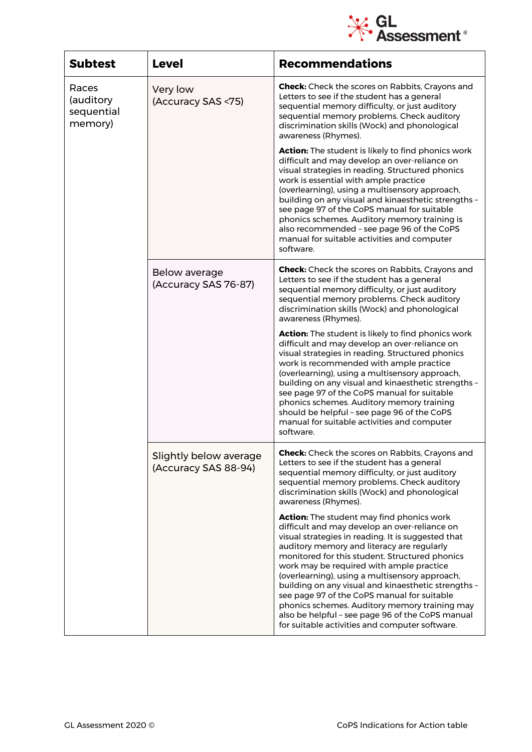| Subtest | Level | Recommendations |
|---|---|---|
| Races (auditory sequential memory) | Very low (Accuracy SAS <75) | **Check:** Check the scores on Rabbits, Crayons and Letters to see if the student has a general sequential memory difficulty, or just auditory sequential memory problems. Check auditory discrimination skills (Wock) and phonological awareness (Rhymes).<br><br>**Action:** The student is likely to find phonics work difficult and may develop an over-reliance on visual strategies in reading. Structured phonics work is essential with ample practice (overlearning), using a multisensory approach, building on any visual and kinaesthetic strengths – see page 97 of the CoPS manual for suitable phonics schemes. Auditory memory training is also recommended – see page 96 of the CoPS manual for suitable activities and computer software. |
| | Below average (Accuracy SAS 76-87) | **Check:** Check the scores on Rabbits, Crayons and Letters to see if the student has a general sequential memory difficulty, or just auditory sequential memory problems. Check auditory discrimination skills (Wock) and phonological awareness (Rhymes).<br><br>**Action:** The student is likely to find phonics work difficult and may develop an over-reliance on visual strategies in reading. Structured phonics work is recommended with ample practice (overlearning), using a multisensory approach, building on any visual and kinaesthetic strengths – see page 97 of the CoPS manual for suitable phonics schemes. Auditory memory training should be helpful – see page 96 of the CoPS manual for suitable activities and computer software. |
| | Slightly below average (Accuracy SAS 88-94) | **Check:** Check the scores on Rabbits, Crayons and Letters to see if the student has a general sequential memory difficulty, or just auditory sequential memory problems. Check auditory discrimination skills (Wock) and phonological awareness (Rhymes).<br><br>**Action:** The student may find phonics work difficult and may develop an over-reliance on visual strategies in reading. It is suggested that auditory memory and literacy are regularly monitored for this student. Structured phonics work may be required with ample practice (overlearning), using a multisensory approach, building on any visual and kinaesthetic strengths – see page 97 of the CoPS manual for suitable phonics schemes. Auditory memory training may also be helpful – see page 96 of the CoPS manual for suitable activities and computer software. |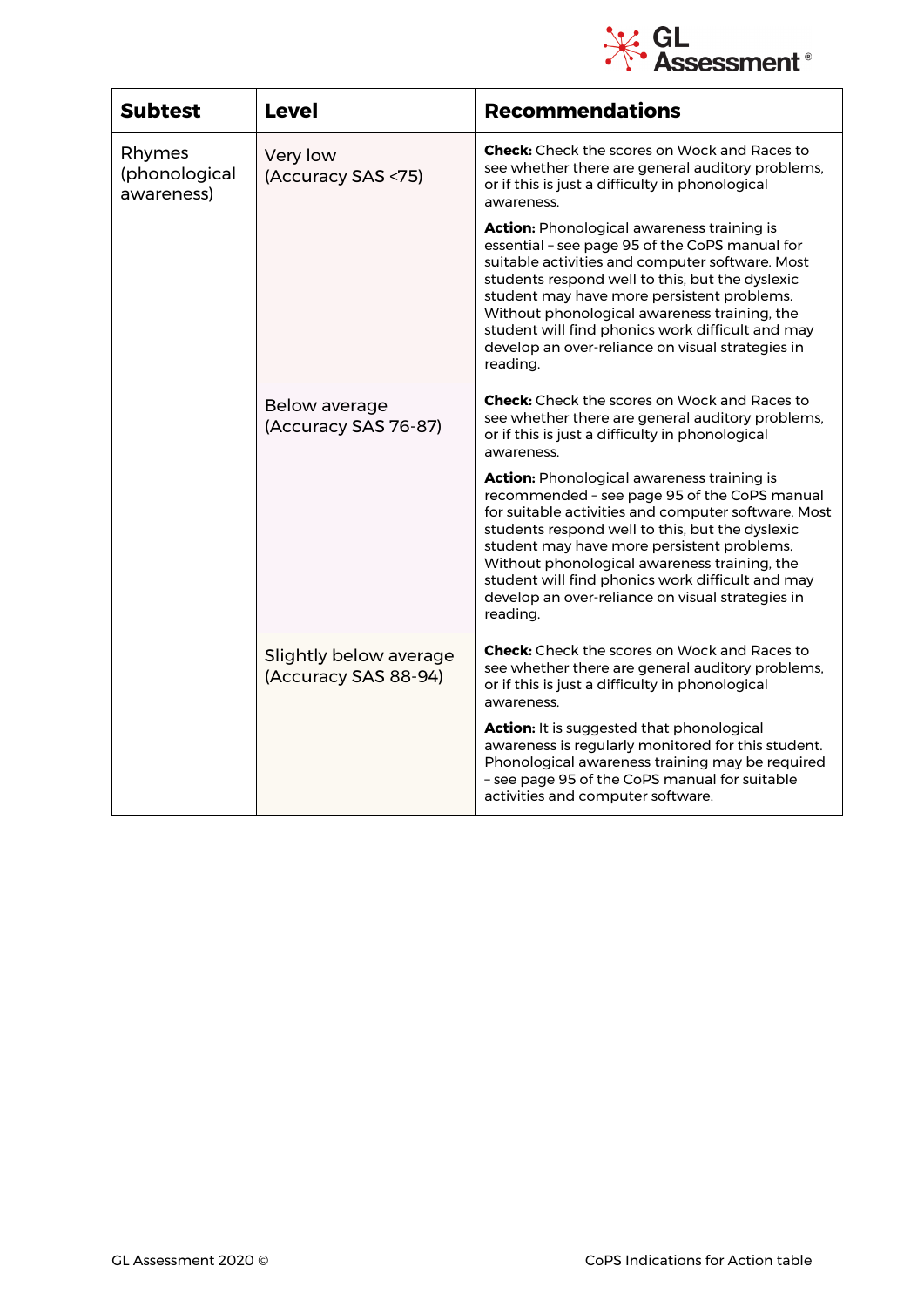| Subtest | Level | Recommendations |
|---|---|---|
| Rhymes (phonological awareness) | Very low (Accuracy SAS <75) | **Check:** Check the scores on Wock and Races to see whether there are general auditory problems, or if this is just a difficulty in phonological awareness.<br><br>**Action:** Phonological awareness training is essential – see page 95 of the CoPS manual for suitable activities and computer software. Most students respond well to this, but the dyslexic student may have more persistent problems. Without phonological awareness training, the student will find phonics work difficult and may develop an over-reliance on visual strategies in reading. |
| | Below average (Accuracy SAS 76-87) | **Check:** Check the scores on Wock and Races to see whether there are general auditory problems, or if this is just a difficulty in phonological awareness.<br><br>**Action:** Phonological awareness training is recommended – see page 95 of the CoPS manual for suitable activities and computer software. Most students respond well to this, but the dyslexic student may have more persistent problems. Without phonological awareness training, the student will find phonics work difficult and may develop an over-reliance on visual strategies in reading. |
| | Slightly below average (Accuracy SAS 88-94) | **Check:** Check the scores on Wock and Races to see whether there are general auditory problems, or if this is just a difficulty in phonological awareness.<br><br>**Action:** It is suggested that phonological awareness is regularly monitored for this student. Phonological awareness training may be required – see page 95 of the CoPS manual for suitable activities and computer software. |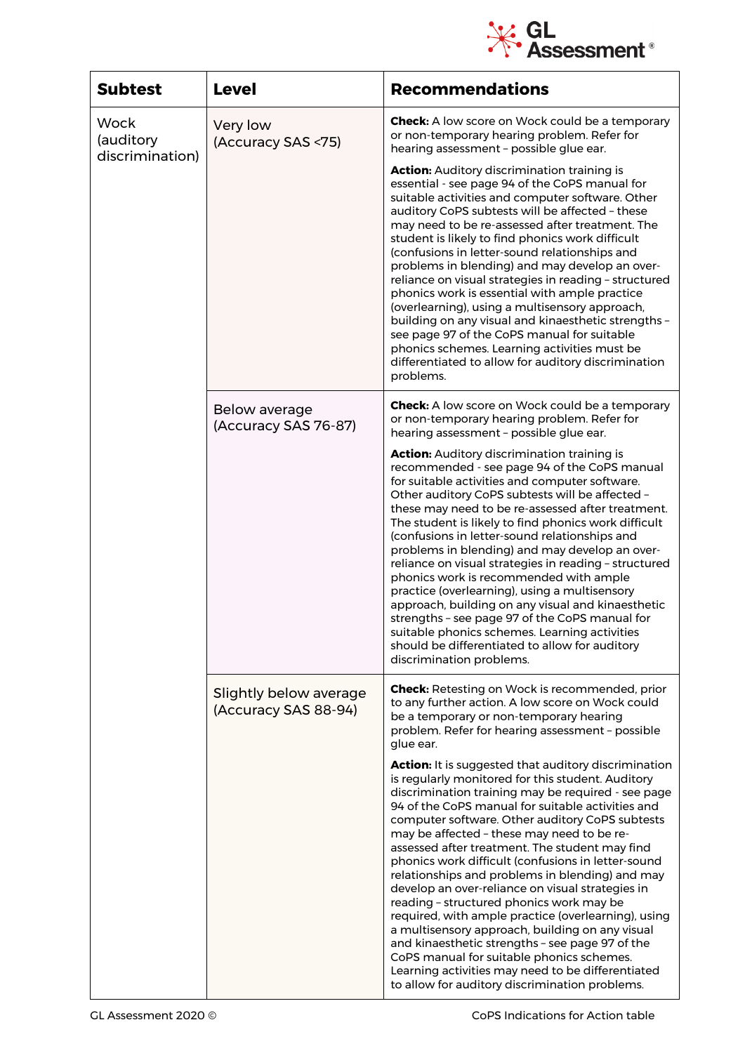| Subtest | Level | Recommendations |
|---|---|---|
| Wock (auditory discrimination) | Very low (Accuracy SAS <75) | **Check:** A low score on Wock could be a temporary or non-temporary hearing problem. Refer for hearing assessment – possible glue ear. **Action:** Auditory discrimination training is essential - see page 94 of the CoPS manual for suitable activities and computer software. Other auditory CoPS subtests will be affected – these may need to be re-assessed after treatment. The student is likely to find phonics work difficult (confusions in letter-sound relationships and problems in blending) and may develop an over-reliance on visual strategies in reading – structured phonics work is essential with ample practice (overlearning), using a multisensory approach, building on any visual and kinaesthetic strengths – see page 97 of the CoPS manual for suitable phonics schemes. Learning activities must be differentiated to allow for auditory discrimination problems. |
| | Below average (Accuracy SAS 76-87) | **Check:** A low score on Wock could be a temporary or non-temporary hearing problem. Refer for hearing assessment – possible glue ear. **Action:** Auditory discrimination training is recommended - see page 94 of the CoPS manual for suitable activities and computer software. Other auditory CoPS subtests will be affected – these may need to be re-assessed after treatment. The student is likely to find phonics work difficult (confusions in letter-sound relationships and problems in blending) and may develop an over-reliance on visual strategies in reading – structured phonics work is recommended with ample practice (overlearning), using a multisensory approach, building on any visual and kinaesthetic strengths – see page 97 of the CoPS manual for suitable phonics schemes. Learning activities should be differentiated to allow for auditory discrimination problems. |
| | Slightly below average (Accuracy SAS 88-94) | **Check:** Retesting on Wock is recommended, prior to any further action. A low score on Wock could be a temporary or non-temporary hearing problem. Refer for hearing assessment – possible glue ear. **Action:** It is suggested that auditory discrimination is regularly monitored for this student. Auditory discrimination training may be required - see page 94 of the CoPS manual for suitable activities and computer software. Other auditory CoPS subtests may be affected – these may need to be re-assessed after treatment. The student may find phonics work difficult (confusions in letter-sound relationships and problems in blending) and may develop an over-reliance on visual strategies in reading – structured phonics work may be required, with ample practice (overlearning), using a multisensory approach, building on any visual and kinaesthetic strengths – see page 97 of the CoPS manual for suitable phonics schemes. Learning activities may need to be differentiated to allow for auditory discrimination problems. |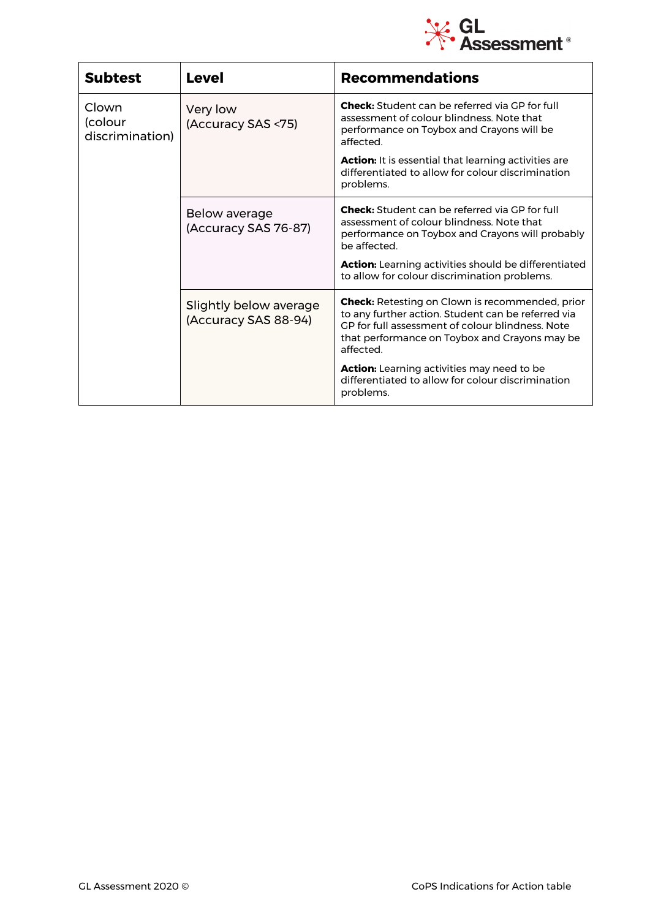| Subtest | Level | Recommendations |
|---|---|---|
| Clown (colour discrimination) | Very low (Accuracy SAS <75) | **Check:** Student can be referred via GP for full assessment of colour blindness. Note that performance on Toybox and Crayons will be affected.<br><br>**Action:** It is essential that learning activities are differentiated to allow for colour discrimination problems. |
| | Below average (Accuracy SAS 76-87) | **Check:** Student can be referred via GP for full assessment of colour blindness. Note that performance on Toybox and Crayons will probably be affected.<br><br>**Action:** Learning activities should be differentiated to allow for colour discrimination problems. |
| | Slightly below average (Accuracy SAS 88-94) | **Check:** Retesting on Clown is recommended, prior to any further action. Student can be referred via GP for full assessment of colour blindness. Note that performance on Toybox and Crayons may be affected.<br><br>**Action:** Learning activities may need to be differentiated to allow for colour discrimination problems. |